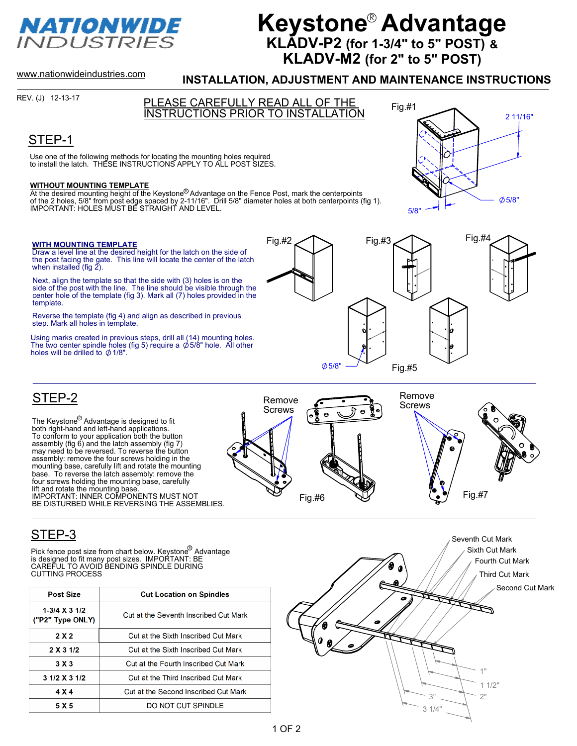NATIONWIDE INDUSTRIES

www.nationwideindustries.com

# Keystone® Advantage

## KLADV-P2 (for 1-3/4" to 5" POST) & KLADV-M2 (for 2" to 5" POST)

### INSTALLATION, ADJUSTMENT AND MAINTENANCE INSTRUCTIONS

REV. (J) 12-13-17

PLEASE CAREFULLY READ ALL OF THE INSTRUCTIONS PRIOR TO INSTALLATION

## STEP-1

Use one of the following methods for locating the mounting holes required to install the latch. THESE INSTRUCTIONS APPLY TO ALL POST SIZES.

**WITHOUT MOUNTING TEMPLATE**
At the desired mounting height of the Keystone® Advantage on the Fence Post, mark the centerpoints of the 2 holes, 5/8" from post edge spaced by 2-11/16". Drill 5/8" diameter holes at both centerpoints (fig 1).
IMPORTANT: HOLES MUST BE STRAIGHT AND LEVEL.

Fig.#1 — 2 11/16", Ø5/8", 5/8"

**WITH MOUNTING TEMPLATE**
Draw a level line at the desired height for the latch on the side of the post facing the gate. This line will locate the center of the latch when installed (fig 2).

Next, align the template so that the side with (3) holes is on the side of the post with the line. The line should be visible through the center hole of the template (fig 3). Mark all (7) holes provided in the template.

Reverse the template (fig 4) and align as described in previous step. Mark all holes in template.

Using marks created in previous steps, drill all (14) mounting holes. The two center spindle holes (fig 5) require a Ø5/8" hole. All other holes will be drilled to Ø1/8".

Fig.#2 Fig.#3 Fig.#4 Fig.#5 — Ø5/8"

## STEP-2

The Keystone® Advantage is designed to fit both right-hand and left-hand applications. To conform to your application both the button assembly (fig 6) and the latch assembly (fig 7) may need to be reversed. To reverse the button assembly: remove the four screws holding in the mounting base, carefully lift and rotate the mounting base. To reverse the latch assembly: remove the four screws holding the mounting base, carefully lift and rotate the mounting base.
IMPORTANT: INNER COMPONENTS MUST NOT BE DISTURBED WHILE REVERSING THE ASSEMBLIES.

Remove Screws — Fig.#6 — Remove Screws — Fig.#7

## STEP-3

Pick fence post size from chart below. Keystone® Advantage is designed to fit many post sizes. IMPORTANT: BE CAREFUL TO AVOID BENDING SPINDLE DURING CUTTING PROCESS

| Post Size | Cut Location on Spindles |
|---|---|
| 1-3/4 X 3 1/2 ("P2" Type ONLY) | Cut at the Seventh Inscribed Cut Mark |
| 2 X 2 | Cut at the Sixth Inscribed Cut Mark |
| 2 X 3 1/2 | Cut at the Sixth Inscribed Cut Mark |
| 3 X 3 | Cut at the Fourth Inscribed Cut Mark |
| 3 1/2 X 3 1/2 | Cut at the Third Inscribed Cut Mark |
| 4 X 4 | Cut at the Second Inscribed Cut Mark |
| 5 X 5 | DO NOT CUT SPINDLE |

Seventh Cut Mark, Sixth Cut Mark, Fourth Cut Mark, Third Cut Mark, Second Cut Mark — 1", 1 1/2", 2", 3", 3 1/4"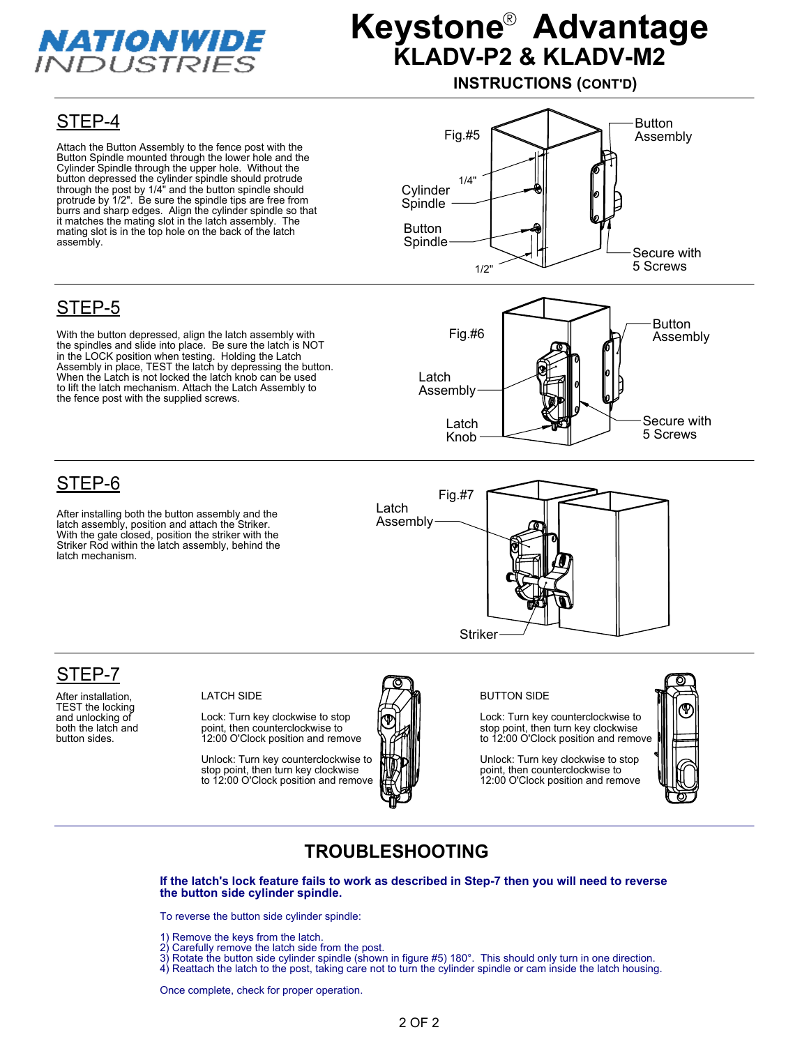**NATIONWIDE INDUSTRIES**

# Keystone® Advantage
## KLADV-P2 & KLADV-M2

**INSTRUCTIONS (CONT'D)**

## STEP-4

Attach the Button Assembly to the fence post with the Button Spindle mounted through the lower hole and the Cylinder Spindle through the upper hole. Without the button depressed the cylinder spindle should protrude through the post by 1/4" and the button spindle should protrude by 1/2". Be sure the spindle tips are free from burrs and sharp edges. Align the cylinder spindle so that it matches the mating slot in the latch assembly. The mating slot is in the top hole on the back of the latch assembly.

Fig.#5
Button Assembly
1/4"
Cylinder Spindle
Button Spindle
Secure with 5 Screws
1/2"

## STEP-5

With the button depressed, align the latch assembly with the spindles and slide into place. Be sure the latch is NOT in the LOCK position when testing. Holding the Latch Assembly in place, TEST the latch by depressing the button. When the Latch is not locked the latch knob can be used to lift the latch mechanism. Attach the Latch Assembly to the fence post with the supplied screws.

Fig.#6
Button Assembly
Latch Assembly
Latch Knob
Secure with 5 Screws

## STEP-6

After installing both the button assembly and the latch assembly, position and attach the Striker. With the gate closed, position the striker with the Striker Rod within the latch assembly, behind the latch mechanism.

Fig.#7
Latch Assembly
Striker

## STEP-7

After installation, TEST the locking and unlocking of both the latch and button sides.

LATCH SIDE

Lock: Turn key clockwise to stop point, then counterclockwise to 12:00 O'Clock position and remove

Unlock: Turn key counterclockwise to stop point, then turn key clockwise to 12:00 O'Clock position and remove

BUTTON SIDE

Lock: Turn key counterclockwise to stop point, then turn key clockwise to 12:00 O'Clock position and remove

Unlock: Turn key clockwise to stop point, then counterclockwise to 12:00 O'Clock position and remove

## TROUBLESHOOTING

**If the latch's lock feature fails to work as described in Step-7 then you will need to reverse the button side cylinder spindle.**

To reverse the button side cylinder spindle:

1) Remove the keys from the latch.
2) Carefully remove the latch side from the post.
3) Rotate the button side cylinder spindle (shown in figure #5) 180°. This should only turn in one direction.
4) Reattach the latch to the post, taking care not to turn the cylinder spindle or cam inside the latch housing.

Once complete, check for proper operation.